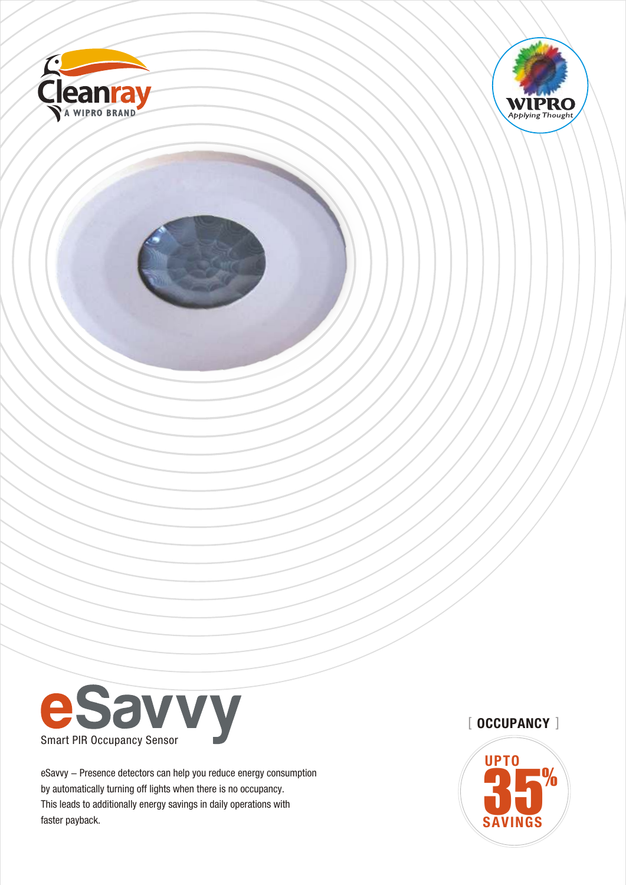Cleanray
A WIPRO BRAND

WIPRO
Applying Thought

# eSavvy

Smart PIR Occupancy Sensor

eSavvy – Presence detectors can help you reduce energy consumption by automatically turning off lights when there is no occupancy. This leads to additionally energy savings in daily operations with faster payback.

[ OCCUPANCY ]

UPTO 35% SAVINGS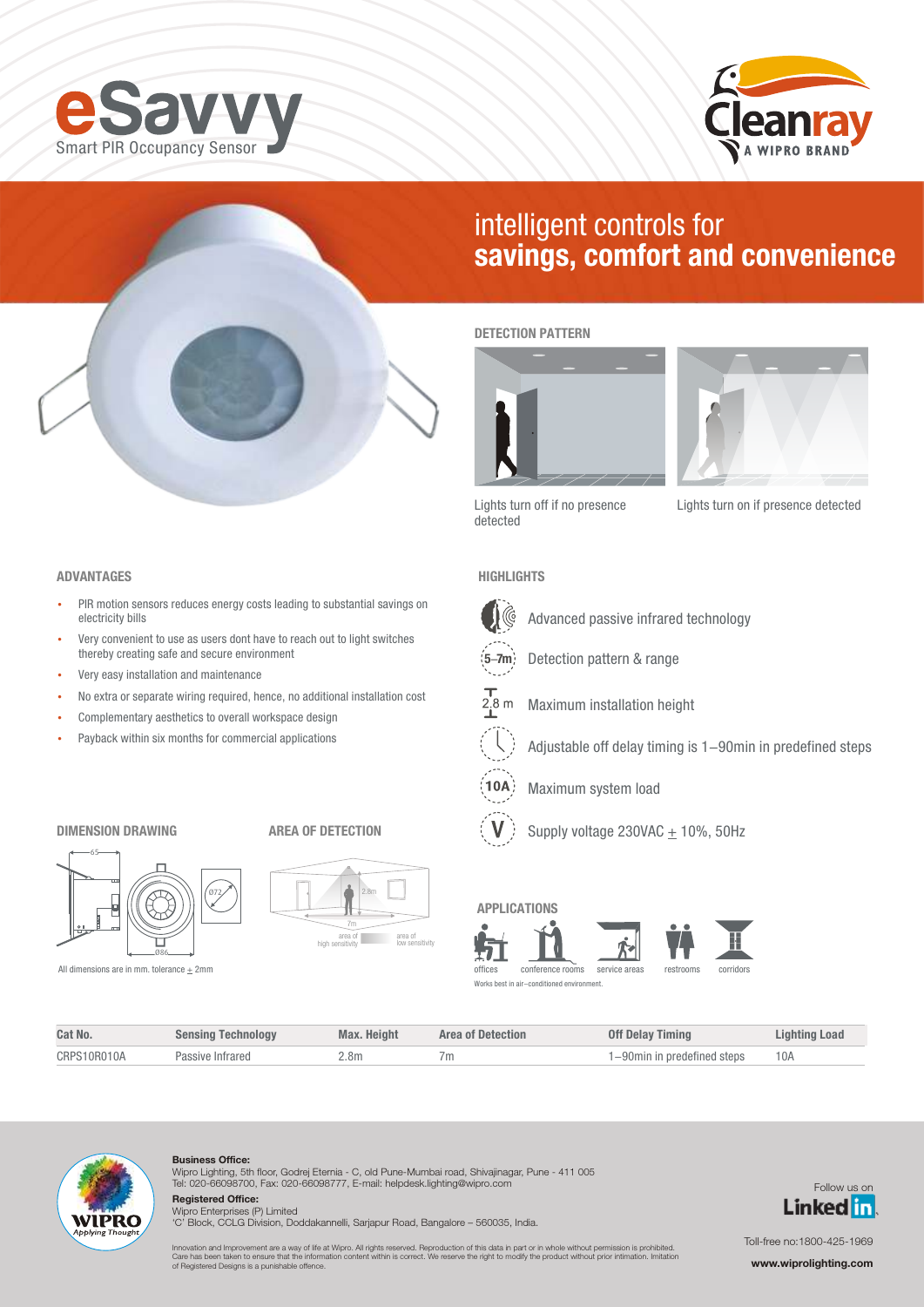# eSavvy

Smart PIR Occupancy Sensor

Cleanray
A WIPRO BRAND

## intelligent controls for **savings, comfort and convenience**

### DETECTION PATTERN

Lights turn off if no presence detected

Lights turn on if presence detected

### ADVANTAGES

- PIR motion sensors reduces energy costs leading to substantial savings on electricity bills
- Very convenient to use as users dont have to reach out to light switches thereby creating safe and secure environment
- Very easy installation and maintenance
- No extra or separate wiring required, hence, no additional installation cost
- Complementary aesthetics to overall workspace design
- Payback within six months for commercial applications

### HIGHLIGHTS

- Advanced passive infrared technology
- 5–7m Detection pattern & range
- 2.8 m Maximum installation height
- Adjustable off delay timing is 1–90min in predefined steps
- 10A Maximum system load
- V Supply voltage 230VAC ± 10%, 50Hz

### DIMENSION DRAWING

65

Ø72

Ø86

All dimensions are in mm. tolerance ± 2mm

### AREA OF DETECTION

2.8m

7m

area of high sensitivity

area of low sensitivity

### APPLICATIONS

offices, conference rooms, service areas, restrooms, corridors

Works best in air–conditioned environment.

| Cat No. | Sensing Technology | Max. Height | Area of Detection | Off Delay Timing | Lighting Load |
|---|---|---|---|---|---|
| CRPS10R010A | Passive Infrared | 2.8m | 7m | 1–90min in predefined steps | 10A |

**Business Office:**
Wipro Lighting, 5th floor, Godrej Eternia - C, old Pune-Mumbai road, Shivajinagar, Pune - 411 005
Tel: 020-66098700, Fax: 020-66098777, E-mail: helpdesk.lighting@wipro.com

**Registered Office:**
Wipro Enterprises (P) Limited
'C' Block, CCLG Division, Doddakannelli, Sarjapur Road, Bangalore – 560035, India.

Innovation and Improvement are a way of life at Wipro. All rights reserved. Reproduction of this data in part or in whole without permission is prohibited. Care has been taken to ensure that the information content within is correct. We reserve the right to modify the product without prior intimation. Imitation of Registered Designs is a punishable offence.

Follow us on LinkedIn

Toll-free no:1800-425-1969

www.wiprolighting.com